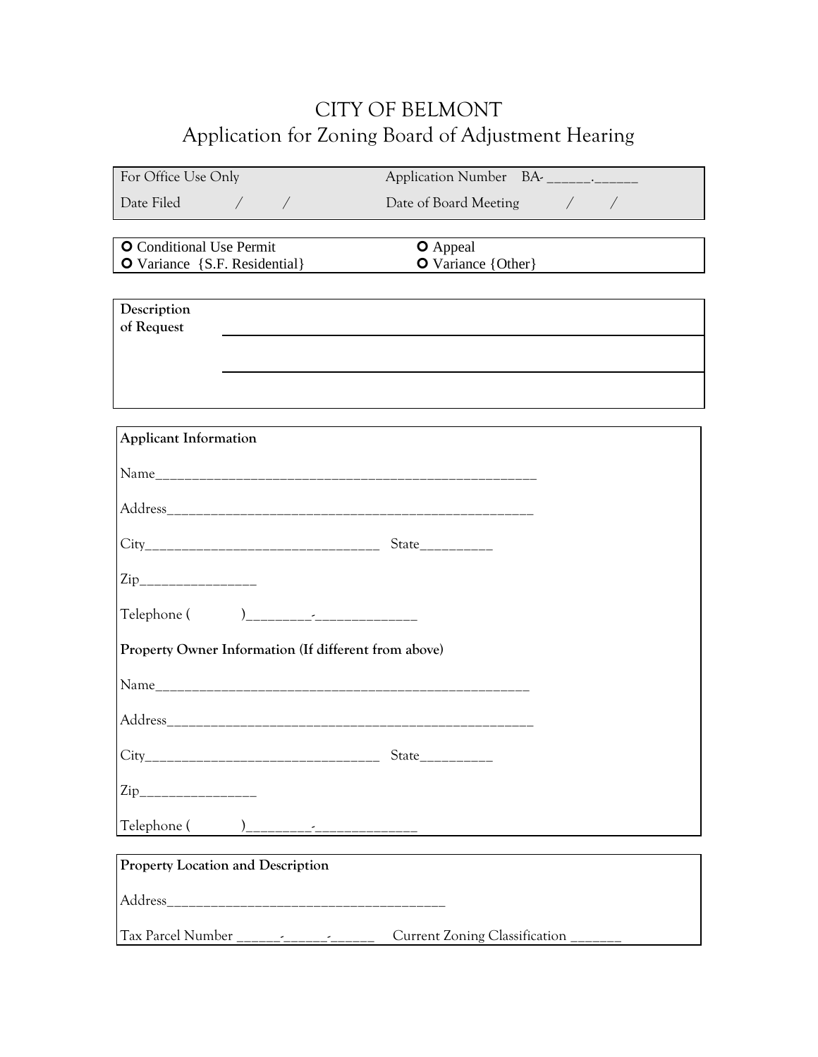# CITY OF BELMONT

## Application for Zoning Board of Adjustment Hearing

| For Office Use Only | Application Number BA- ______.______ |
|---|---|
| Date Filed / / | Date of Board Meeting / / |

| | |
|---|---|
| ○ Conditional Use Permit | ○ Appeal |
| ○ Variance {S.F. Residential} | ○ Variance {Other} |

**Description of Request**

________________________________________________

________________________________________________

**Applicant Information**

Name_____________________________________________________

Address___________________________________________________

City________________________________ State__________

Zip________________

Telephone ( )_________-______________

**Property Owner Information (If different from above)**

Name_____________________________________________________

Address___________________________________________________

City________________________________ State__________

Zip________________

Telephone ( )_________-______________

**Property Location and Description**

Address_______________________________________

Tax Parcel Number ______-______-______ Current Zoning Classification _______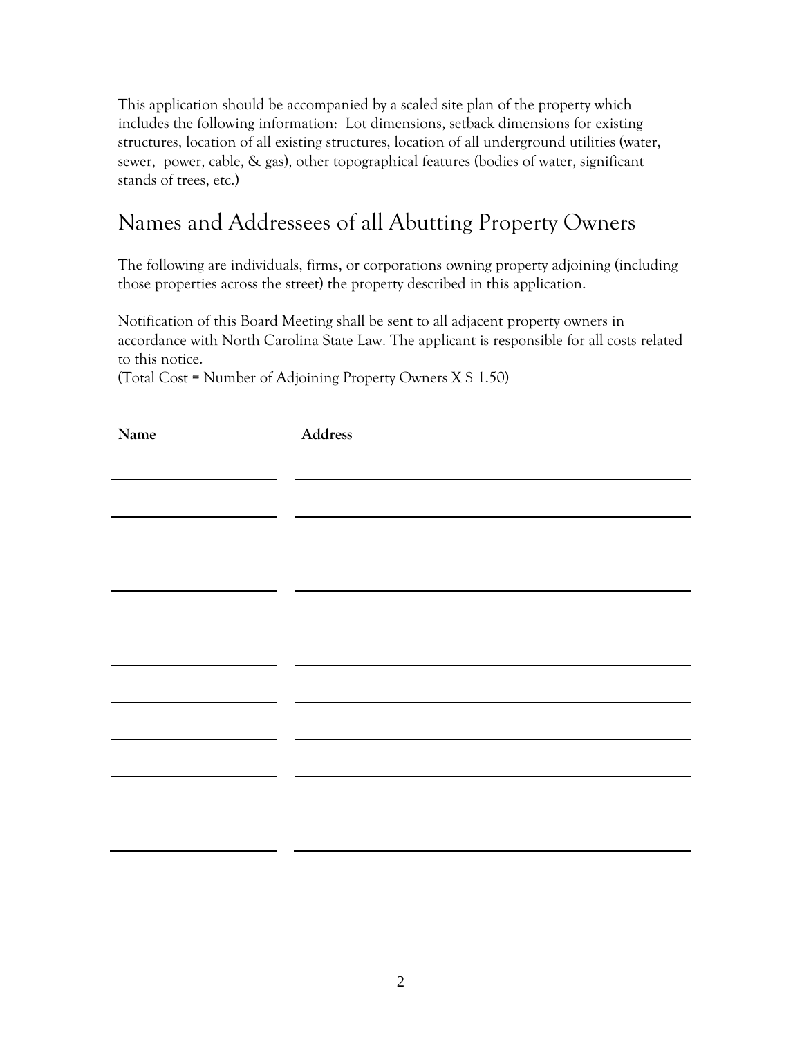This application should be accompanied by a scaled site plan of the property which includes the following information: Lot dimensions, setback dimensions for existing structures, location of all existing structures, location of all underground utilities (water, sewer, power, cable, & gas), other topographical features (bodies of water, significant stands of trees, etc.)

## Names and Addressees of all Abutting Property Owners

The following are individuals, firms, or corporations owning property adjoining (including those properties across the street) the property described in this application.

Notification of this Board Meeting shall be sent to all adjacent property owners in accordance with North Carolina State Law. The applicant is responsible for all costs related to this notice.
(Total Cost = Number of Adjoining Property Owners X $ 1.50)

| Name | Address |
|---|---|
| | |
| | |
| | |
| | |
| | |
| | |
| | |
| | |
| | |
| | |
| | |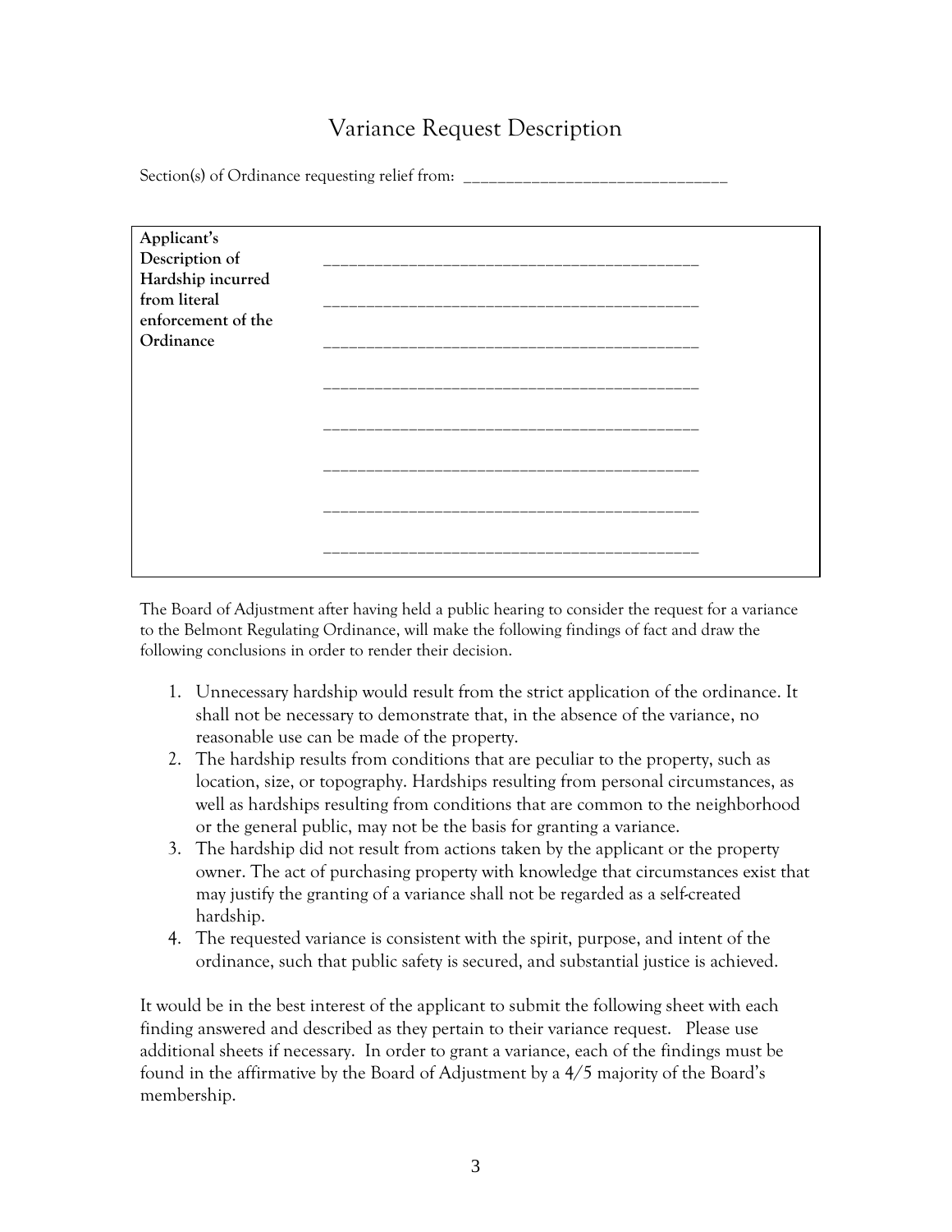# Variance Request Description

Section(s) of Ordinance requesting relief from: _______________________________

| **Applicant's Description of Hardship incurred from literal enforcement of the Ordinance** | ____________________________________________<br><br>____________________________________________<br><br>____________________________________________<br><br>____________________________________________<br><br>____________________________________________<br><br>____________________________________________<br><br>____________________________________________<br><br>____________________________________________ |
|---|---|

The Board of Adjustment after having held a public hearing to consider the request for a variance to the Belmont Regulating Ordinance, will make the following findings of fact and draw the following conclusions in order to render their decision.

1. Unnecessary hardship would result from the strict application of the ordinance. It shall not be necessary to demonstrate that, in the absence of the variance, no reasonable use can be made of the property.
2. The hardship results from conditions that are peculiar to the property, such as location, size, or topography. Hardships resulting from personal circumstances, as well as hardships resulting from conditions that are common to the neighborhood or the general public, may not be the basis for granting a variance.
3. The hardship did not result from actions taken by the applicant or the property owner. The act of purchasing property with knowledge that circumstances exist that may justify the granting of a variance shall not be regarded as a self-created hardship.
4. The requested variance is consistent with the spirit, purpose, and intent of the ordinance, such that public safety is secured, and substantial justice is achieved.

It would be in the best interest of the applicant to submit the following sheet with each finding answered and described as they pertain to their variance request. Please use additional sheets if necessary. In order to grant a variance, each of the findings must be found in the affirmative by the Board of Adjustment by a 4/5 majority of the Board's membership.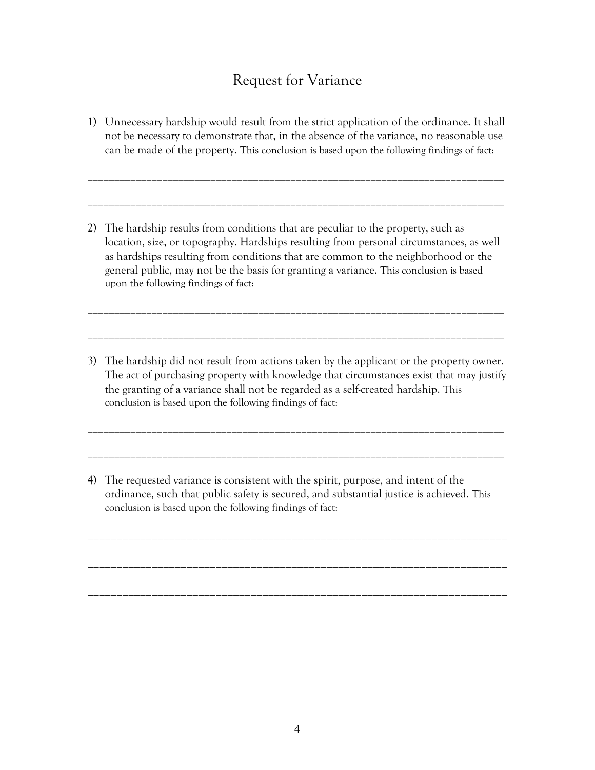# Request for Variance

1) Unnecessary hardship would result from the strict application of the ordinance. It shall not be necessary to demonstrate that, in the absence of the variance, no reasonable use can be made of the property. This conclusion is based upon the following findings of fact:

_______________________________________________________________________________

_______________________________________________________________________________

2) The hardship results from conditions that are peculiar to the property, such as location, size, or topography. Hardships resulting from personal circumstances, as well as hardships resulting from conditions that are common to the neighborhood or the general public, may not be the basis for granting a variance. This conclusion is based upon the following findings of fact:

_______________________________________________________________________________

_______________________________________________________________________________

3) The hardship did not result from actions taken by the applicant or the property owner. The act of purchasing property with knowledge that circumstances exist that may justify the granting of a variance shall not be regarded as a self-created hardship. This conclusion is based upon the following findings of fact:

_______________________________________________________________________________

_______________________________________________________________________________

4) The requested variance is consistent with the spirit, purpose, and intent of the ordinance, such that public safety is secured, and substantial justice is achieved. This conclusion is based upon the following findings of fact:

_______________________________________________________________________________

_______________________________________________________________________________

_______________________________________________________________________________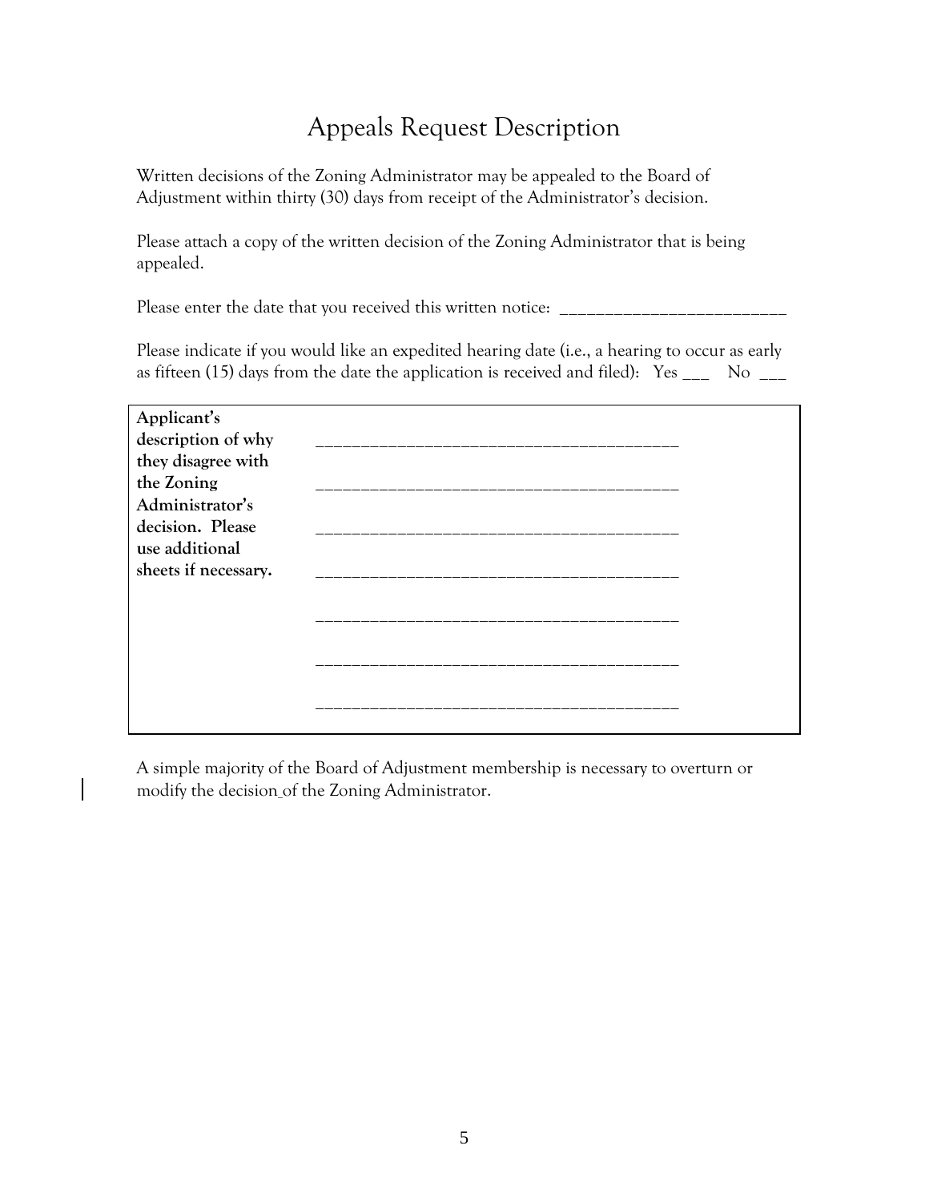# Appeals Request Description

Written decisions of the Zoning Administrator may be appealed to the Board of Adjustment within thirty (30) days from receipt of the Administrator's decision.

Please attach a copy of the written decision of the Zoning Administrator that is being appealed.

Please enter the date that you received this written notice: _________________________

Please indicate if you would like an expedited hearing date (i.e., a hearing to occur as early as fifteen (15) days from the date the application is received and filed): Yes ___ No ___

| **Applicant's description of why they disagree with the Zoning Administrator's decision. Please use additional sheets if necessary.** | _______________________________________ <br> _______________________________________ <br> _______________________________________ <br> _______________________________________ <br> _______________________________________ <br> _______________________________________ <br> _______________________________________ |
|---|---|

A simple majority of the Board of Adjustment membership is necessary to overturn or modify the decision of the Zoning Administrator.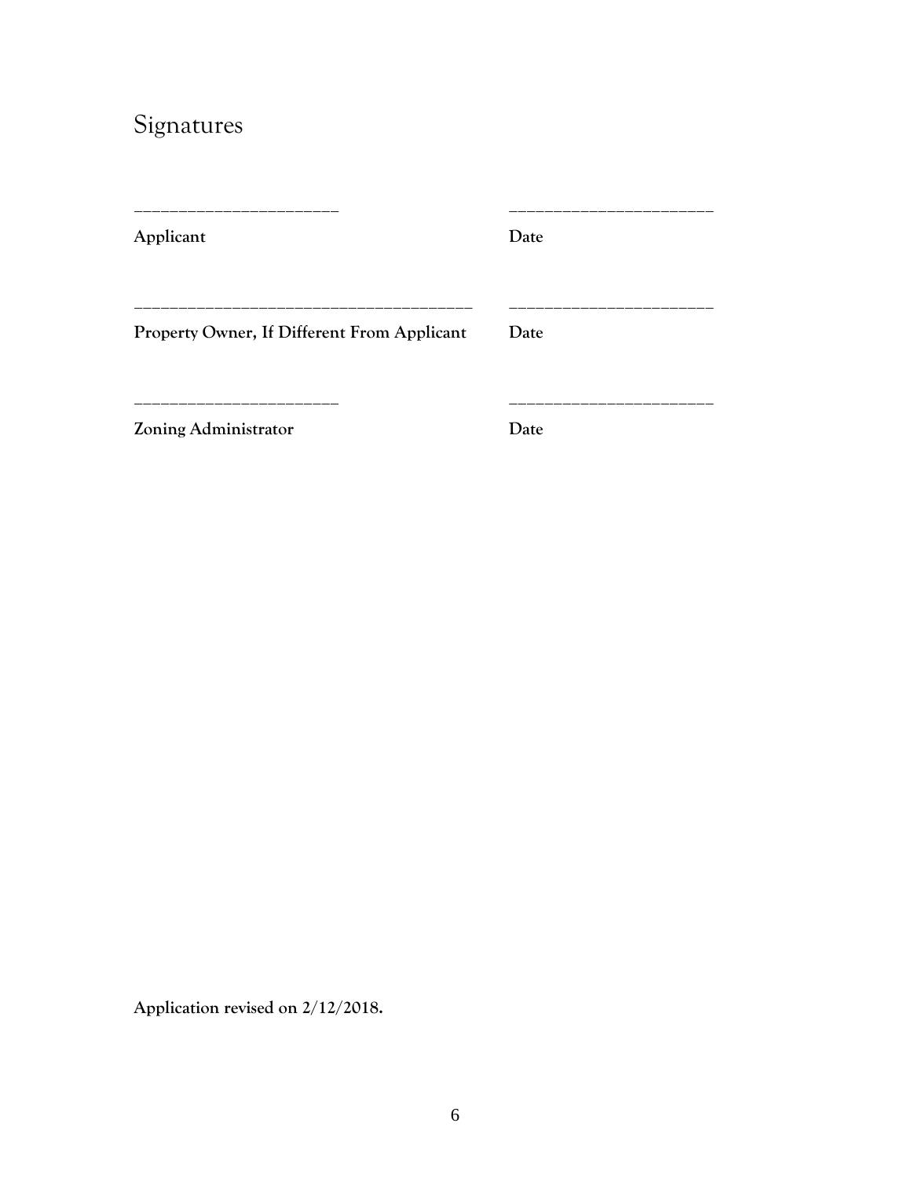# Signatures

| | |
|---|---|
| _______________________ | _______________________ |
| **Applicant** | **Date** |
| ______________________________________ | _______________________ |
| **Property Owner, If Different From Applicant** | **Date** |
| _______________________ | _______________________ |
| **Zoning Administrator** | **Date** |

**Application revised on 2/12/2018.**